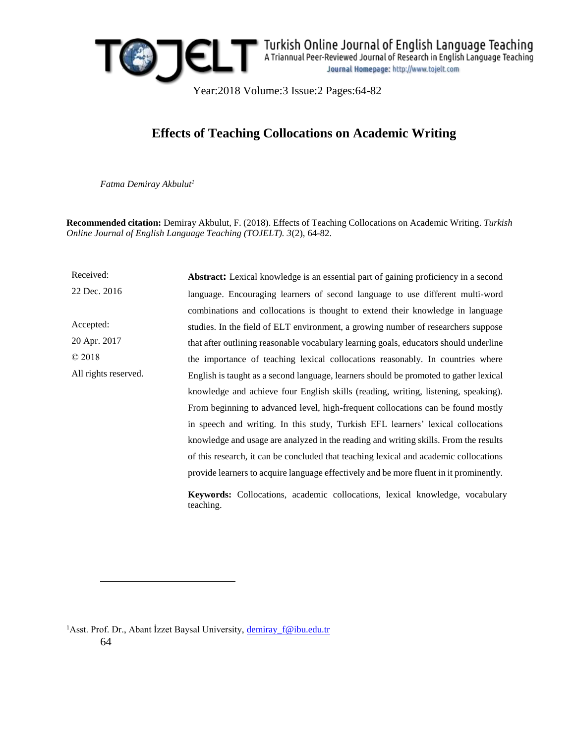# Effects of Teaching Collocations on Academic Writing

*Fatma Demiray Akbulut*[1]

**Recommended citation:** Demiray Akbulut, F. (2018). Effects of Teaching Collocations on Academic Writing. *Turkish Online Journal of English Language Teaching (TOJELT). 3*(2), 64-82.

Received:
22 Dec. 2016

Accepted:
20 Apr. 2017

© 2018
All rights reserved.

**Abstract:** Lexical knowledge is an essential part of gaining proficiency in a second language. Encouraging learners of second language to use different multi-word combinations and collocations is thought to extend their knowledge in language studies. In the field of ELT environment, a growing number of researchers suppose that after outlining reasonable vocabulary learning goals, educators should underline the importance of teaching lexical collocations reasonably. In countries where English is taught as a second language, learners should be promoted to gather lexical knowledge and achieve four English skills (reading, writing, listening, speaking). From beginning to advanced level, high-frequent collocations can be found mostly in speech and writing. In this study, Turkish EFL learners' lexical collocations knowledge and usage are analyzed in the reading and writing skills. From the results of this research, it can be concluded that teaching lexical and academic collocations provide learners to acquire language effectively and be more fluent in it prominently.

**Keywords:** Collocations, academic collocations, lexical knowledge, vocabulary teaching.

---

[1]Asst. Prof. Dr., Abant İzzet Baysal University, demiray_f@ibu.edu.tr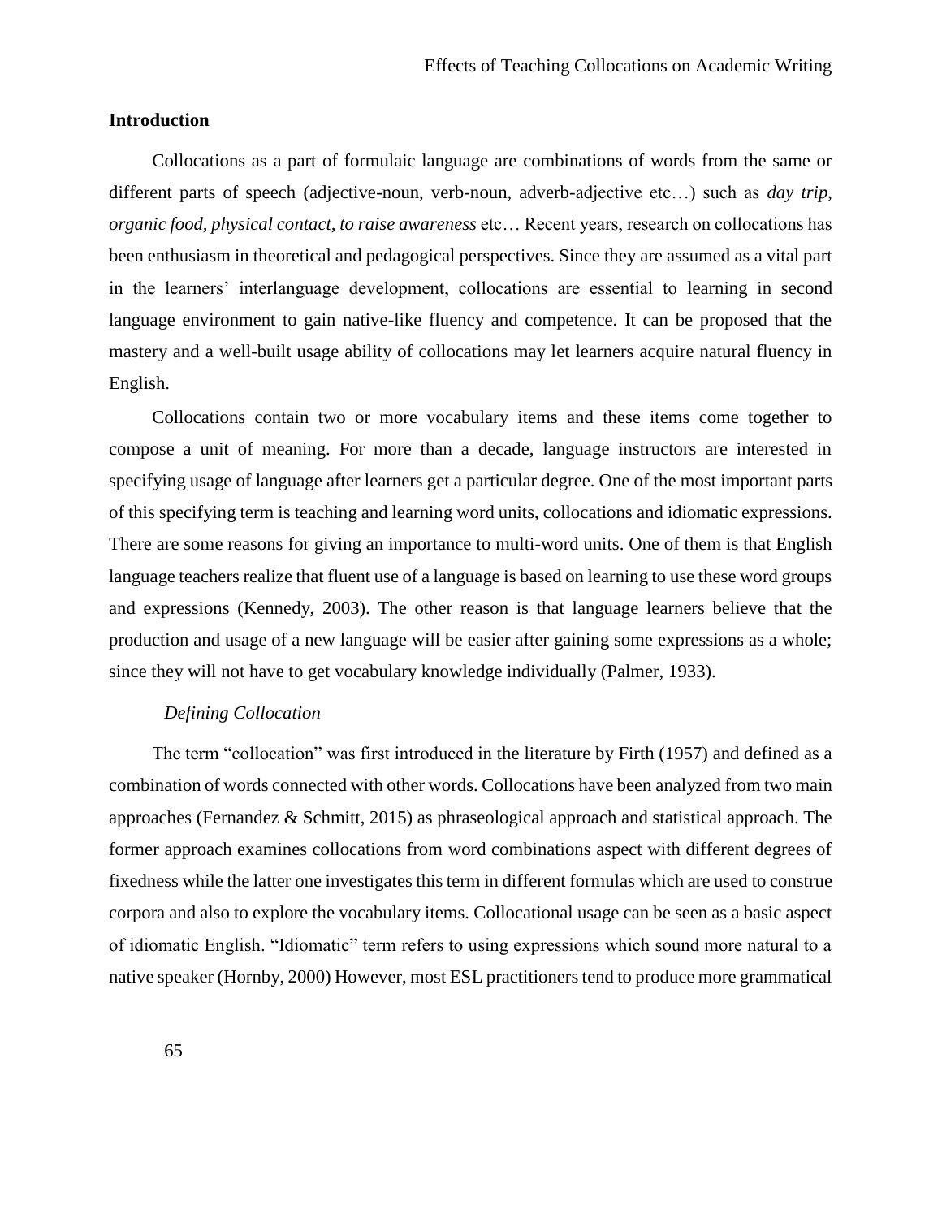## Introduction

Collocations as a part of formulaic language are combinations of words from the same or different parts of speech (adjective-noun, verb-noun, adverb-adjective etc…) such as *day trip, organic food, physical contact, to raise awareness* etc… Recent years, research on collocations has been enthusiasm in theoretical and pedagogical perspectives. Since they are assumed as a vital part in the learners' interlanguage development, collocations are essential to learning in second language environment to gain native-like fluency and competence. It can be proposed that the mastery and a well-built usage ability of collocations may let learners acquire natural fluency in English.

Collocations contain two or more vocabulary items and these items come together to compose a unit of meaning. For more than a decade, language instructors are interested in specifying usage of language after learners get a particular degree. One of the most important parts of this specifying term is teaching and learning word units, collocations and idiomatic expressions. There are some reasons for giving an importance to multi-word units. One of them is that English language teachers realize that fluent use of a language is based on learning to use these word groups and expressions (Kennedy, 2003). The other reason is that language learners believe that the production and usage of a new language will be easier after gaining some expressions as a whole; since they will not have to get vocabulary knowledge individually (Palmer, 1933).

### *Defining Collocation*

The term "collocation" was first introduced in the literature by Firth (1957) and defined as a combination of words connected with other words. Collocations have been analyzed from two main approaches (Fernandez & Schmitt, 2015) as phraseological approach and statistical approach. The former approach examines collocations from word combinations aspect with different degrees of fixedness while the latter one investigates this term in different formulas which are used to construe corpora and also to explore the vocabulary items. Collocational usage can be seen as a basic aspect of idiomatic English. "Idiomatic" term refers to using expressions which sound more natural to a native speaker (Hornby, 2000) However, most ESL practitioners tend to produce more grammatical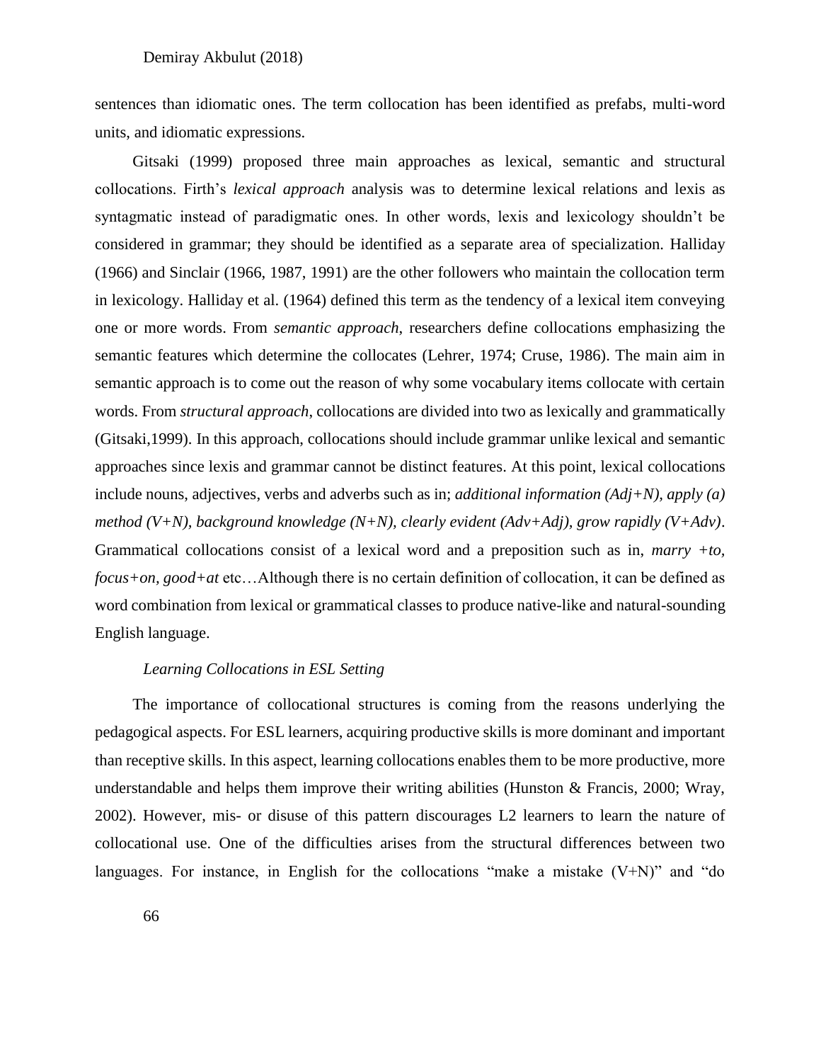sentences than idiomatic ones. The term collocation has been identified as prefabs, multi-word units, and idiomatic expressions.

Gitsaki (1999) proposed three main approaches as lexical, semantic and structural collocations. Firth's *lexical approach* analysis was to determine lexical relations and lexis as syntagmatic instead of paradigmatic ones. In other words, lexis and lexicology shouldn't be considered in grammar; they should be identified as a separate area of specialization. Halliday (1966) and Sinclair (1966, 1987, 1991) are the other followers who maintain the collocation term in lexicology. Halliday et al. (1964) defined this term as the tendency of a lexical item conveying one or more words. From *semantic approach*, researchers define collocations emphasizing the semantic features which determine the collocates (Lehrer, 1974; Cruse, 1986). The main aim in semantic approach is to come out the reason of why some vocabulary items collocate with certain words. From *structural approach*, collocations are divided into two as lexically and grammatically (Gitsaki,1999). In this approach, collocations should include grammar unlike lexical and semantic approaches since lexis and grammar cannot be distinct features. At this point, lexical collocations include nouns, adjectives, verbs and adverbs such as in; *additional information (Adj+N), apply (a) method (V+N), background knowledge (N+N), clearly evident (Adv+Adj), grow rapidly (V+Adv)*. Grammatical collocations consist of a lexical word and a preposition such as in, *marry +to, focus+on, good+at* etc…Although there is no certain definition of collocation, it can be defined as word combination from lexical or grammatical classes to produce native-like and natural-sounding English language.

*Learning Collocations in ESL Setting*

The importance of collocational structures is coming from the reasons underlying the pedagogical aspects. For ESL learners, acquiring productive skills is more dominant and important than receptive skills. In this aspect, learning collocations enables them to be more productive, more understandable and helps them improve their writing abilities (Hunston & Francis, 2000; Wray, 2002). However, mis- or disuse of this pattern discourages L2 learners to learn the nature of collocational use. One of the difficulties arises from the structural differences between two languages. For instance, in English for the collocations "make a mistake (V+N)" and "do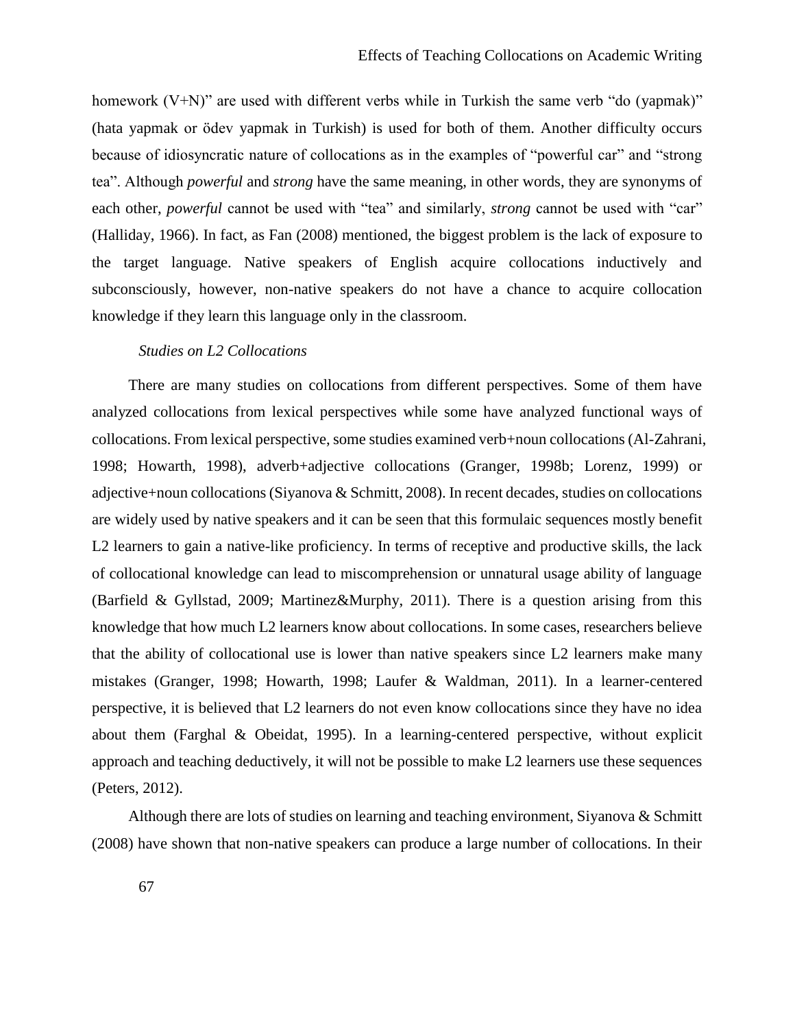homework (V+N)" are used with different verbs while in Turkish the same verb "do (yapmak)" (hata yapmak or ödev yapmak in Turkish) is used for both of them. Another difficulty occurs because of idiosyncratic nature of collocations as in the examples of "powerful car" and "strong tea". Although *powerful* and *strong* have the same meaning, in other words, they are synonyms of each other, *powerful* cannot be used with "tea" and similarly, *strong* cannot be used with "car" (Halliday, 1966). In fact, as Fan (2008) mentioned, the biggest problem is the lack of exposure to the target language. Native speakers of English acquire collocations inductively and subconsciously, however, non-native speakers do not have a chance to acquire collocation knowledge if they learn this language only in the classroom.

### *Studies on L2 Collocations*

There are many studies on collocations from different perspectives. Some of them have analyzed collocations from lexical perspectives while some have analyzed functional ways of collocations. From lexical perspective, some studies examined verb+noun collocations (Al-Zahrani, 1998; Howarth, 1998), adverb+adjective collocations (Granger, 1998b; Lorenz, 1999) or adjective+noun collocations (Siyanova & Schmitt, 2008). In recent decades, studies on collocations are widely used by native speakers and it can be seen that this formulaic sequences mostly benefit L2 learners to gain a native-like proficiency. In terms of receptive and productive skills, the lack of collocational knowledge can lead to miscomprehension or unnatural usage ability of language (Barfield & Gyllstad, 2009; Martinez&Murphy, 2011). There is a question arising from this knowledge that how much L2 learners know about collocations. In some cases, researchers believe that the ability of collocational use is lower than native speakers since L2 learners make many mistakes (Granger, 1998; Howarth, 1998; Laufer & Waldman, 2011). In a learner-centered perspective, it is believed that L2 learners do not even know collocations since they have no idea about them (Farghal & Obeidat, 1995). In a learning-centered perspective, without explicit approach and teaching deductively, it will not be possible to make L2 learners use these sequences (Peters, 2012).

Although there are lots of studies on learning and teaching environment, Siyanova & Schmitt (2008) have shown that non-native speakers can produce a large number of collocations. In their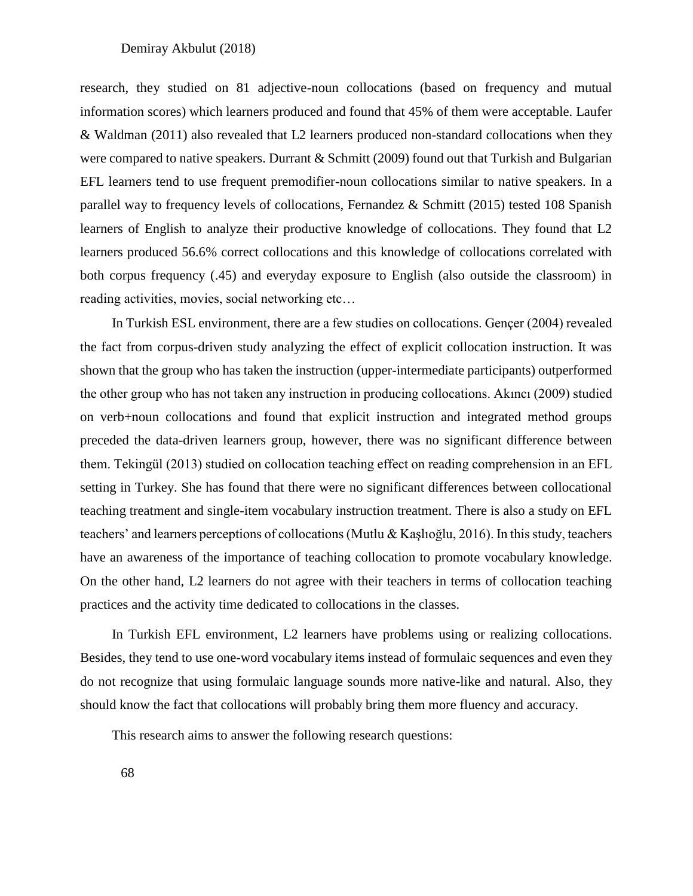research, they studied on 81 adjective-noun collocations (based on frequency and mutual information scores) which learners produced and found that 45% of them were acceptable. Laufer & Waldman (2011) also revealed that L2 learners produced non-standard collocations when they were compared to native speakers. Durrant & Schmitt (2009) found out that Turkish and Bulgarian EFL learners tend to use frequent premodifier-noun collocations similar to native speakers. In a parallel way to frequency levels of collocations, Fernandez & Schmitt (2015) tested 108 Spanish learners of English to analyze their productive knowledge of collocations. They found that L2 learners produced 56.6% correct collocations and this knowledge of collocations correlated with both corpus frequency (.45) and everyday exposure to English (also outside the classroom) in reading activities, movies, social networking etc…

In Turkish ESL environment, there are a few studies on collocations. Gençer (2004) revealed the fact from corpus-driven study analyzing the effect of explicit collocation instruction. It was shown that the group who has taken the instruction (upper-intermediate participants) outperformed the other group who has not taken any instruction in producing collocations. Akıncı (2009) studied on verb+noun collocations and found that explicit instruction and integrated method groups preceded the data-driven learners group, however, there was no significant difference between them. Tekingül (2013) studied on collocation teaching effect on reading comprehension in an EFL setting in Turkey. She has found that there were no significant differences between collocational teaching treatment and single-item vocabulary instruction treatment. There is also a study on EFL teachers' and learners perceptions of collocations (Mutlu & Kaşlıoğlu, 2016). In this study, teachers have an awareness of the importance of teaching collocation to promote vocabulary knowledge. On the other hand, L2 learners do not agree with their teachers in terms of collocation teaching practices and the activity time dedicated to collocations in the classes.

In Turkish EFL environment, L2 learners have problems using or realizing collocations. Besides, they tend to use one-word vocabulary items instead of formulaic sequences and even they do not recognize that using formulaic language sounds more native-like and natural. Also, they should know the fact that collocations will probably bring them more fluency and accuracy.

This research aims to answer the following research questions: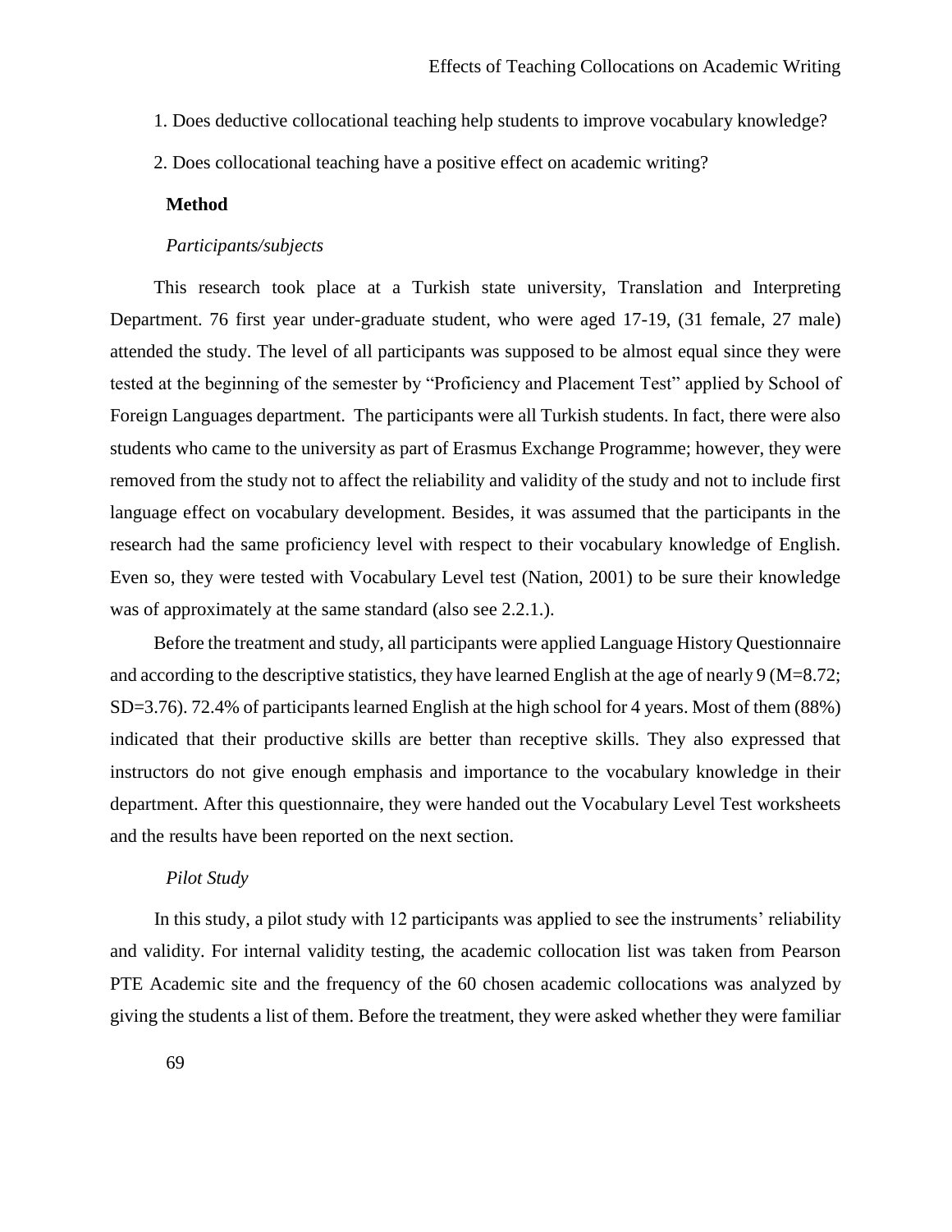1. Does deductive collocational teaching help students to improve vocabulary knowledge?

2. Does collocational teaching have a positive effect on academic writing?

## Method

### *Participants/subjects*

This research took place at a Turkish state university, Translation and Interpreting Department. 76 first year under-graduate student, who were aged 17-19, (31 female, 27 male) attended the study. The level of all participants was supposed to be almost equal since they were tested at the beginning of the semester by "Proficiency and Placement Test" applied by School of Foreign Languages department. The participants were all Turkish students. In fact, there were also students who came to the university as part of Erasmus Exchange Programme; however, they were removed from the study not to affect the reliability and validity of the study and not to include first language effect on vocabulary development. Besides, it was assumed that the participants in the research had the same proficiency level with respect to their vocabulary knowledge of English. Even so, they were tested with Vocabulary Level test (Nation, 2001) to be sure their knowledge was of approximately at the same standard (also see 2.2.1.).

Before the treatment and study, all participants were applied Language History Questionnaire and according to the descriptive statistics, they have learned English at the age of nearly 9 (M=8.72; SD=3.76). 72.4% of participants learned English at the high school for 4 years. Most of them (88%) indicated that their productive skills are better than receptive skills. They also expressed that instructors do not give enough emphasis and importance to the vocabulary knowledge in their department. After this questionnaire, they were handed out the Vocabulary Level Test worksheets and the results have been reported on the next section.

### *Pilot Study*

In this study, a pilot study with 12 participants was applied to see the instruments' reliability and validity. For internal validity testing, the academic collocation list was taken from Pearson PTE Academic site and the frequency of the 60 chosen academic collocations was analyzed by giving the students a list of them. Before the treatment, they were asked whether they were familiar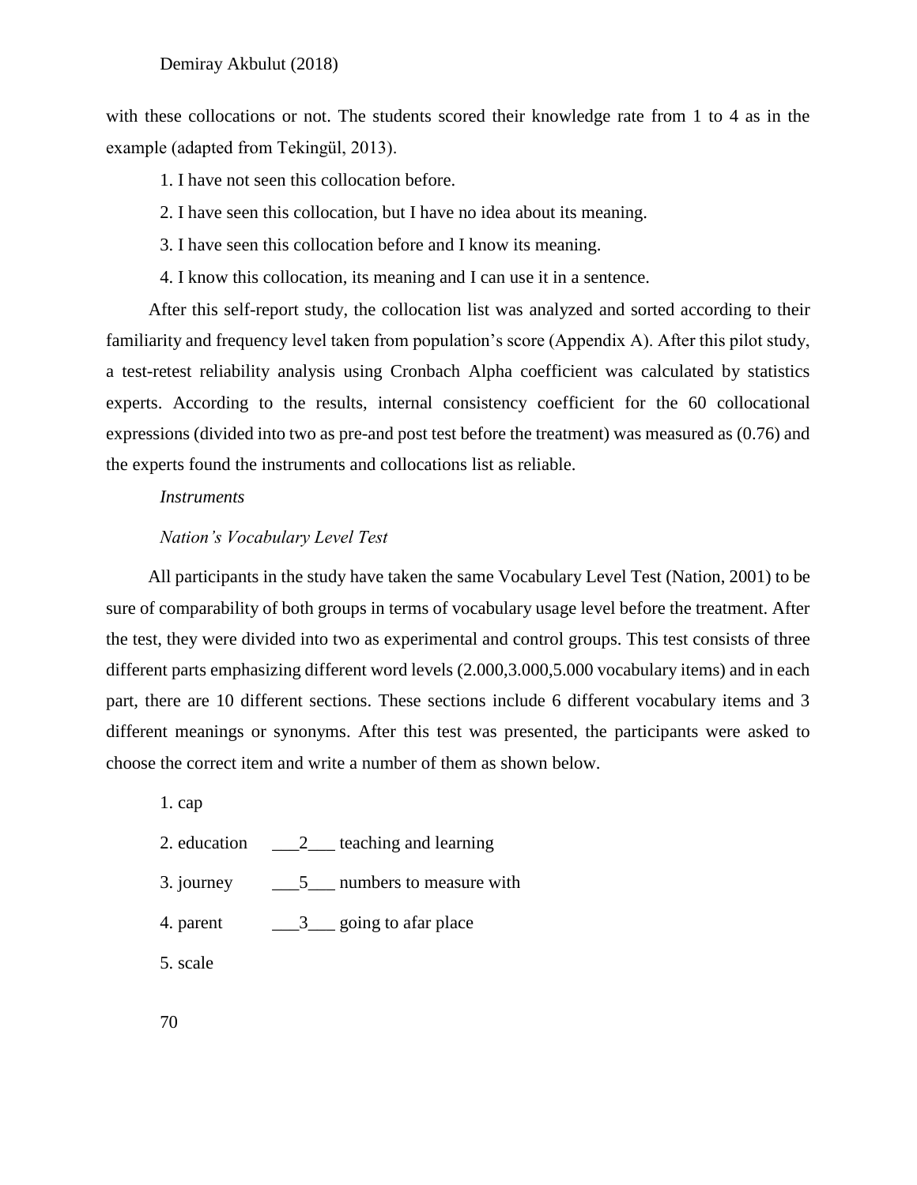with these collocations or not. The students scored their knowledge rate from 1 to 4 as in the example (adapted from Tekingül, 2013).

1. I have not seen this collocation before.
2. I have seen this collocation, but I have no idea about its meaning.
3. I have seen this collocation before and I know its meaning.
4. I know this collocation, its meaning and I can use it in a sentence.

After this self-report study, the collocation list was analyzed and sorted according to their familiarity and frequency level taken from population's score (Appendix A). After this pilot study, a test-retest reliability analysis using Cronbach Alpha coefficient was calculated by statistics experts. According to the results, internal consistency coefficient for the 60 collocational expressions (divided into two as pre-and post test before the treatment) was measured as (0.76) and the experts found the instruments and collocations list as reliable.

*Instruments*

*Nation's Vocabulary Level Test*

All participants in the study have taken the same Vocabulary Level Test (Nation, 2001) to be sure of comparability of both groups in terms of vocabulary usage level before the treatment. After the test, they were divided into two as experimental and control groups. This test consists of three different parts emphasizing different word levels (2.000,3.000,5.000 vocabulary items) and in each part, there are 10 different sections. These sections include 6 different vocabulary items and 3 different meanings or synonyms. After this test was presented, the participants were asked to choose the correct item and write a number of them as shown below.

1. cap
2. education ___2___ teaching and learning
3. journey ___5___ numbers to measure with
4. parent ___3___ going to afar place
5. scale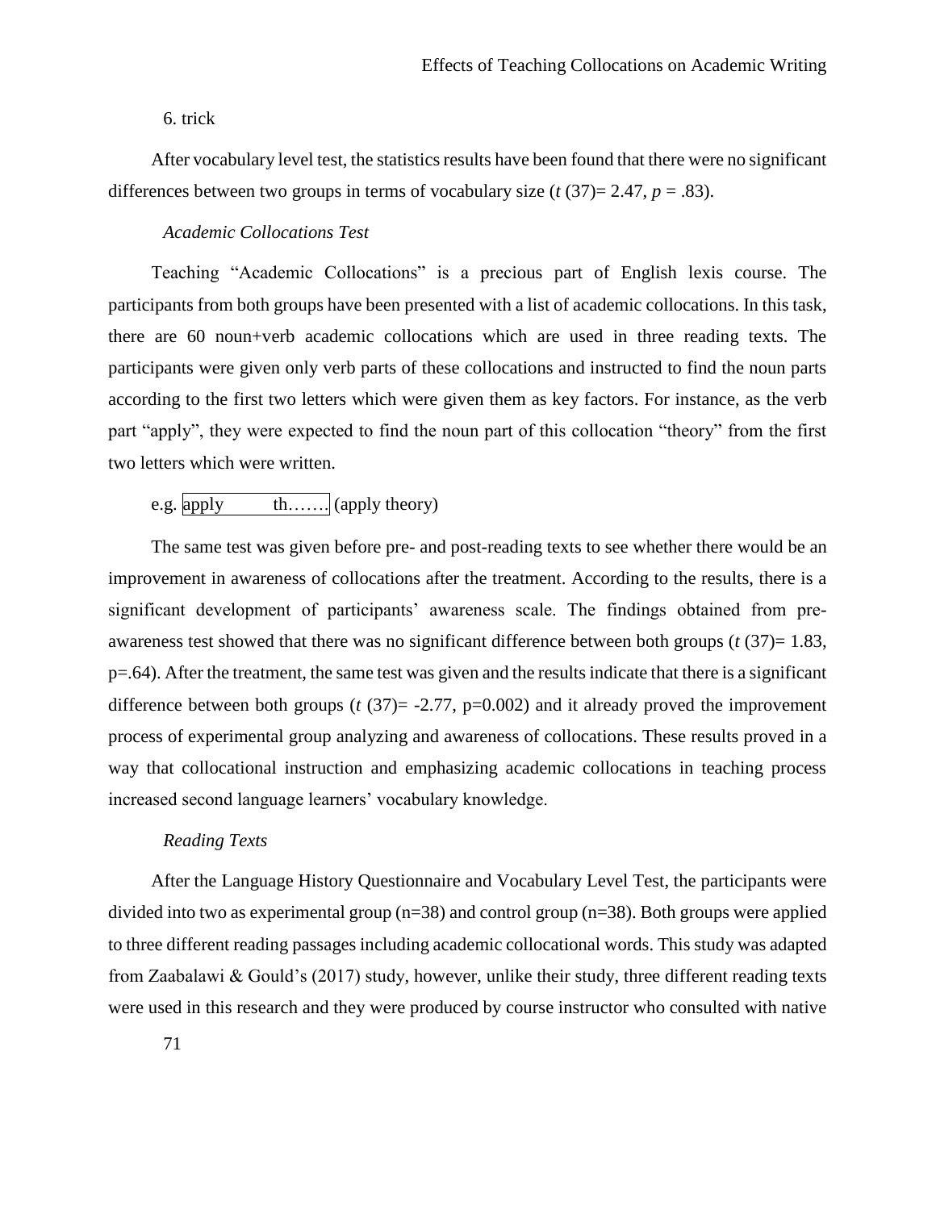6. trick

After vocabulary level test, the statistics results have been found that there were no significant differences between two groups in terms of vocabulary size ($t$ (37)= 2.47, $p$ = .83).

*Academic Collocations Test*

Teaching "Academic Collocations" is a precious part of English lexis course. The participants from both groups have been presented with a list of academic collocations. In this task, there are 60 noun+verb academic collocations which are used in three reading texts. The participants were given only verb parts of these collocations and instructed to find the noun parts according to the first two letters which were given them as key factors. For instance, as the verb part "apply", they were expected to find the noun part of this collocation "theory" from the first two letters which were written.

e.g. apply th……. (apply theory)

The same test was given before pre- and post-reading texts to see whether there would be an improvement in awareness of collocations after the treatment. According to the results, there is a significant development of participants' awareness scale. The findings obtained from pre-awareness test showed that there was no significant difference between both groups ($t$ (37)= 1.83, p=.64). After the treatment, the same test was given and the results indicate that there is a significant difference between both groups ($t$ (37)= -2.77, p=0.002) and it already proved the improvement process of experimental group analyzing and awareness of collocations. These results proved in a way that collocational instruction and emphasizing academic collocations in teaching process increased second language learners' vocabulary knowledge.

*Reading Texts*

After the Language History Questionnaire and Vocabulary Level Test, the participants were divided into two as experimental group (n=38) and control group (n=38). Both groups were applied to three different reading passages including academic collocational words. This study was adapted from Zaabalawi & Gould's (2017) study, however, unlike their study, three different reading texts were used in this research and they were produced by course instructor who consulted with native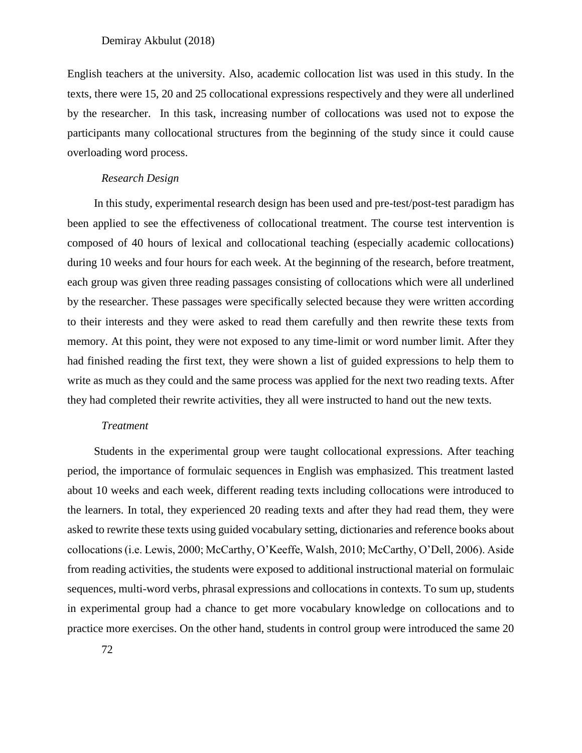English teachers at the university. Also, academic collocation list was used in this study. In the texts, there were 15, 20 and 25 collocational expressions respectively and they were all underlined by the researcher. In this task, increasing number of collocations was used not to expose the participants many collocational structures from the beginning of the study since it could cause overloading word process.

*Research Design*

In this study, experimental research design has been used and pre-test/post-test paradigm has been applied to see the effectiveness of collocational treatment. The course test intervention is composed of 40 hours of lexical and collocational teaching (especially academic collocations) during 10 weeks and four hours for each week. At the beginning of the research, before treatment, each group was given three reading passages consisting of collocations which were all underlined by the researcher. These passages were specifically selected because they were written according to their interests and they were asked to read them carefully and then rewrite these texts from memory. At this point, they were not exposed to any time-limit or word number limit. After they had finished reading the first text, they were shown a list of guided expressions to help them to write as much as they could and the same process was applied for the next two reading texts. After they had completed their rewrite activities, they all were instructed to hand out the new texts.

*Treatment*

Students in the experimental group were taught collocational expressions. After teaching period, the importance of formulaic sequences in English was emphasized. This treatment lasted about 10 weeks and each week, different reading texts including collocations were introduced to the learners. In total, they experienced 20 reading texts and after they had read them, they were asked to rewrite these texts using guided vocabulary setting, dictionaries and reference books about collocations (i.e. Lewis, 2000; McCarthy, O'Keeffe, Walsh, 2010; McCarthy, O'Dell, 2006). Aside from reading activities, the students were exposed to additional instructional material on formulaic sequences, multi-word verbs, phrasal expressions and collocations in contexts. To sum up, students in experimental group had a chance to get more vocabulary knowledge on collocations and to practice more exercises. On the other hand, students in control group were introduced the same 20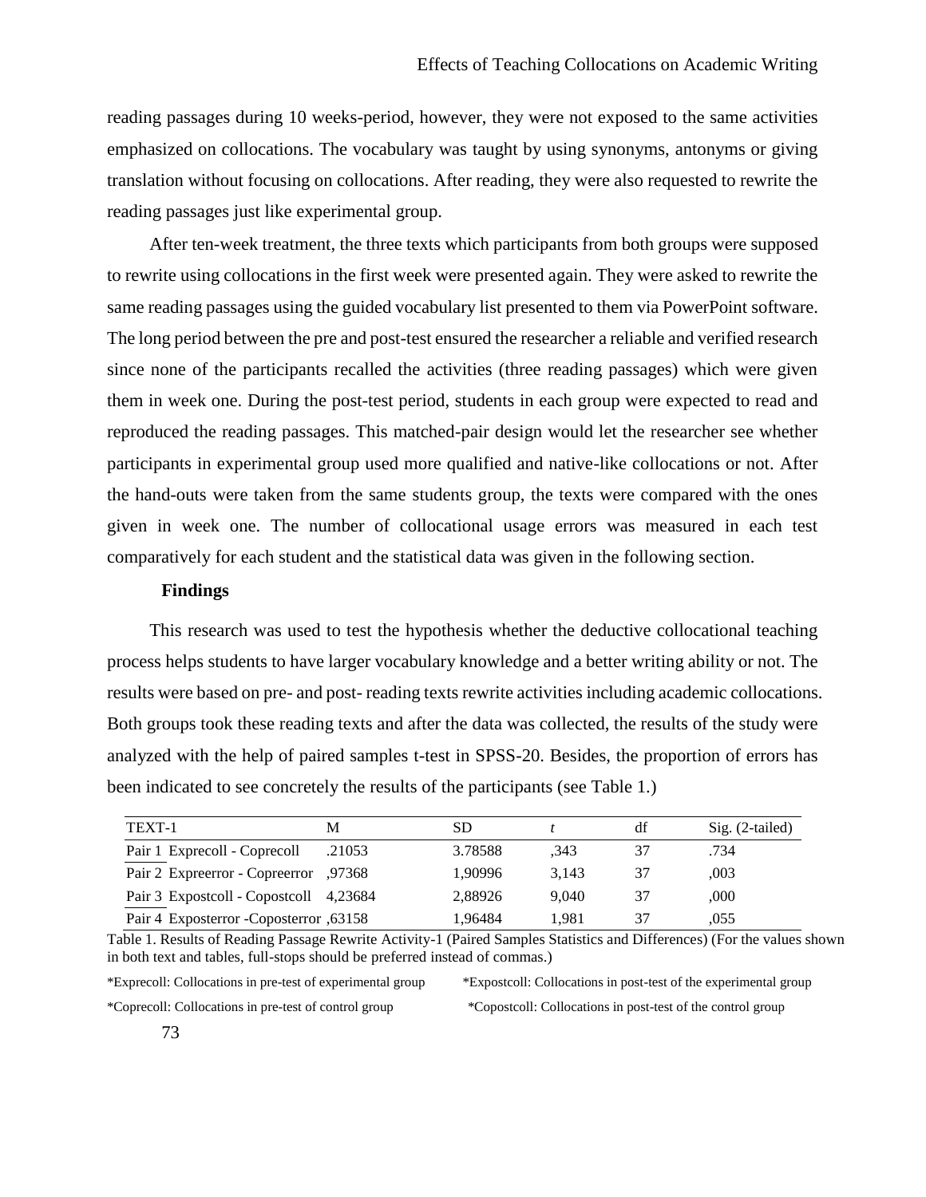reading passages during 10 weeks-period, however, they were not exposed to the same activities emphasized on collocations. The vocabulary was taught by using synonyms, antonyms or giving translation without focusing on collocations. After reading, they were also requested to rewrite the reading passages just like experimental group.

After ten-week treatment, the three texts which participants from both groups were supposed to rewrite using collocations in the first week were presented again. They were asked to rewrite the same reading passages using the guided vocabulary list presented to them via PowerPoint software. The long period between the pre and post-test ensured the researcher a reliable and verified research since none of the participants recalled the activities (three reading passages) which were given them in week one. During the post-test period, students in each group were expected to read and reproduced the reading passages. This matched-pair design would let the researcher see whether participants in experimental group used more qualified and native-like collocations or not. After the hand-outs were taken from the same students group, the texts were compared with the ones given in week one. The number of collocational usage errors was measured in each test comparatively for each student and the statistical data was given in the following section.

## Findings

This research was used to test the hypothesis whether the deductive collocational teaching process helps students to have larger vocabulary knowledge and a better writing ability or not. The results were based on pre- and post- reading texts rewrite activities including academic collocations. Both groups took these reading texts and after the data was collected, the results of the study were analyzed with the help of paired samples t-test in SPSS-20. Besides, the proportion of errors has been indicated to see concretely the results of the participants (see Table 1.)

| TEXT-1 | M | SD | *t* | df | Sig. (2-tailed) |
|---|---|---|---|---|---|
| Pair 1 Exprecoll - Coprecoll | .21053 | 3.78588 | ,343 | 37 | .734 |
| Pair 2 Expreerror - Copreerror | ,97368 | 1,90996 | 3,143 | 37 | ,003 |
| Pair 3 Expostcoll - Copostcoll | 4,23684 | 2,88926 | 9,040 | 37 | ,000 |
| Pair 4 Exposterror -Coposterror | ,63158 | 1,96484 | 1,981 | 37 | ,055 |

Table 1. Results of Reading Passage Rewrite Activity-1 (Paired Samples Statistics and Differences) (For the values shown in both text and tables, full-stops should be preferred instead of commas.)

*Exprecoll: Collocations in pre-test of experimental group

*Coprecoll: Collocations in pre-test of control group

*Expostcoll: Collocations in post-test of the experimental group

*Copostcoll: Collocations in post-test of the control group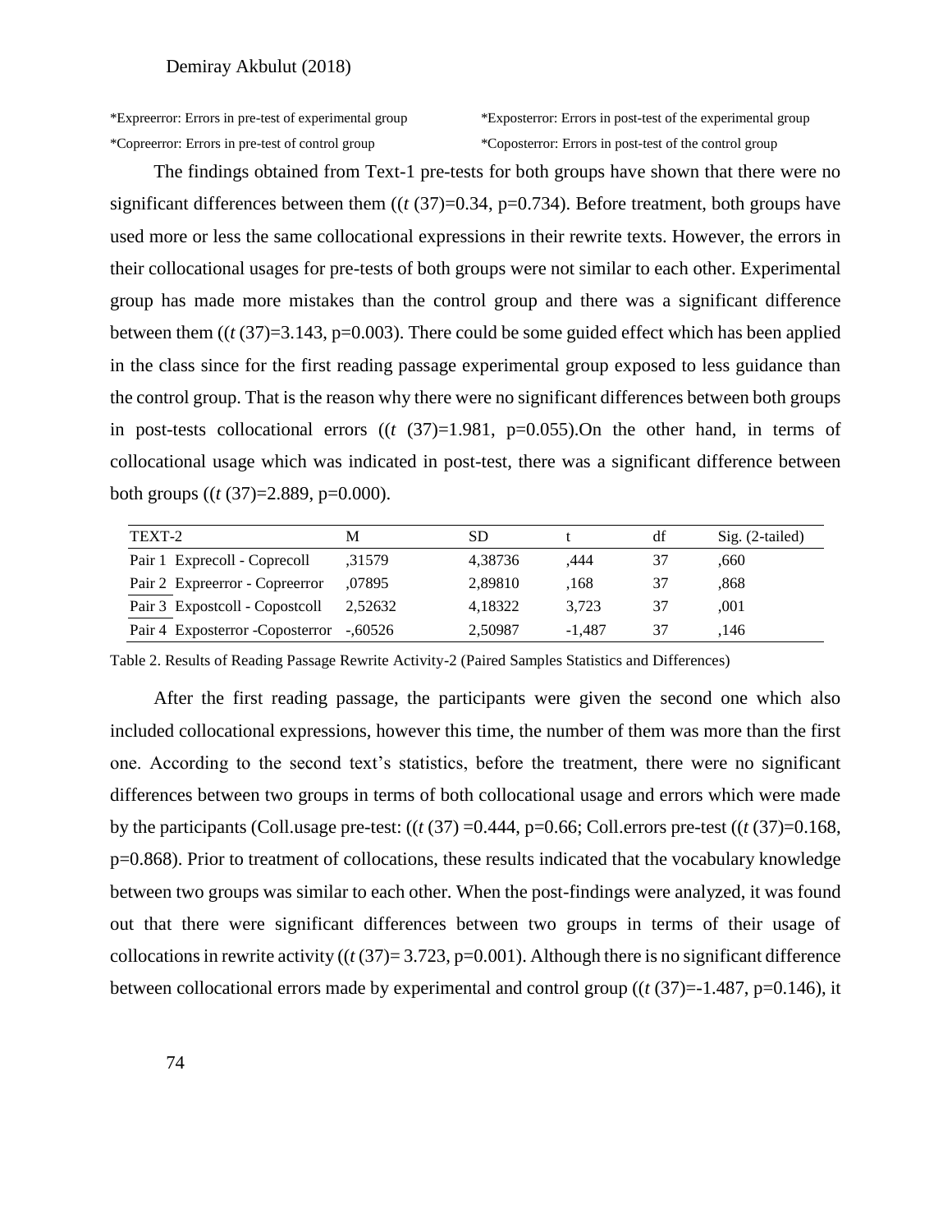*Expreerror: Errors in pre-test of experimental group  *Exposterror: Errors in post-test of the experimental group

*Copreerror: Errors in pre-test of control group  *Coposterror: Errors in post-test of the control group

The findings obtained from Text-1 pre-tests for both groups have shown that there were no significant differences between them (($t$ (37)=0.34, p=0.734). Before treatment, both groups have used more or less the same collocational expressions in their rewrite texts. However, the errors in their collocational usages for pre-tests of both groups were not similar to each other. Experimental group has made more mistakes than the control group and there was a significant difference between them (($t$ (37)=3.143, p=0.003). There could be some guided effect which has been applied in the class since for the first reading passage experimental group exposed to less guidance than the control group. That is the reason why there were no significant differences between both groups in post-tests collocational errors (($t$ (37)=1.981, p=0.055).On the other hand, in terms of collocational usage which was indicated in post-test, there was a significant difference between both groups (($t$ (37)=2.889, p=0.000).

| TEXT-2 | M | SD | t | df | Sig. (2-tailed) |
|---|---|---|---|---|---|
| Pair 1 Exprecoll - Coprecoll | ,31579 | 4,38736 | ,444 | 37 | ,660 |
| Pair 2 Expreerror - Copreerror | ,07895 | 2,89810 | ,168 | 37 | ,868 |
| Pair 3 Expostcoll - Copostcoll | 2,52632 | 4,18322 | 3,723 | 37 | ,001 |
| Pair 4 Exposterror -Coposterror | -,60526 | 2,50987 | -1,487 | 37 | ,146 |

Table 2. Results of Reading Passage Rewrite Activity-2 (Paired Samples Statistics and Differences)

After the first reading passage, the participants were given the second one which also included collocational expressions, however this time, the number of them was more than the first one. According to the second text's statistics, before the treatment, there were no significant differences between two groups in terms of both collocational usage and errors which were made by the participants (Coll.usage pre-test: (($t$ (37) =0.444, p=0.66; Coll.errors pre-test (($t$ (37)=0.168, p=0.868). Prior to treatment of collocations, these results indicated that the vocabulary knowledge between two groups was similar to each other. When the post-findings were analyzed, it was found out that there were significant differences between two groups in terms of their usage of collocations in rewrite activity (($t$ (37)= 3.723, p=0.001). Although there is no significant difference between collocational errors made by experimental and control group (($t$ (37)=-1.487, p=0.146), it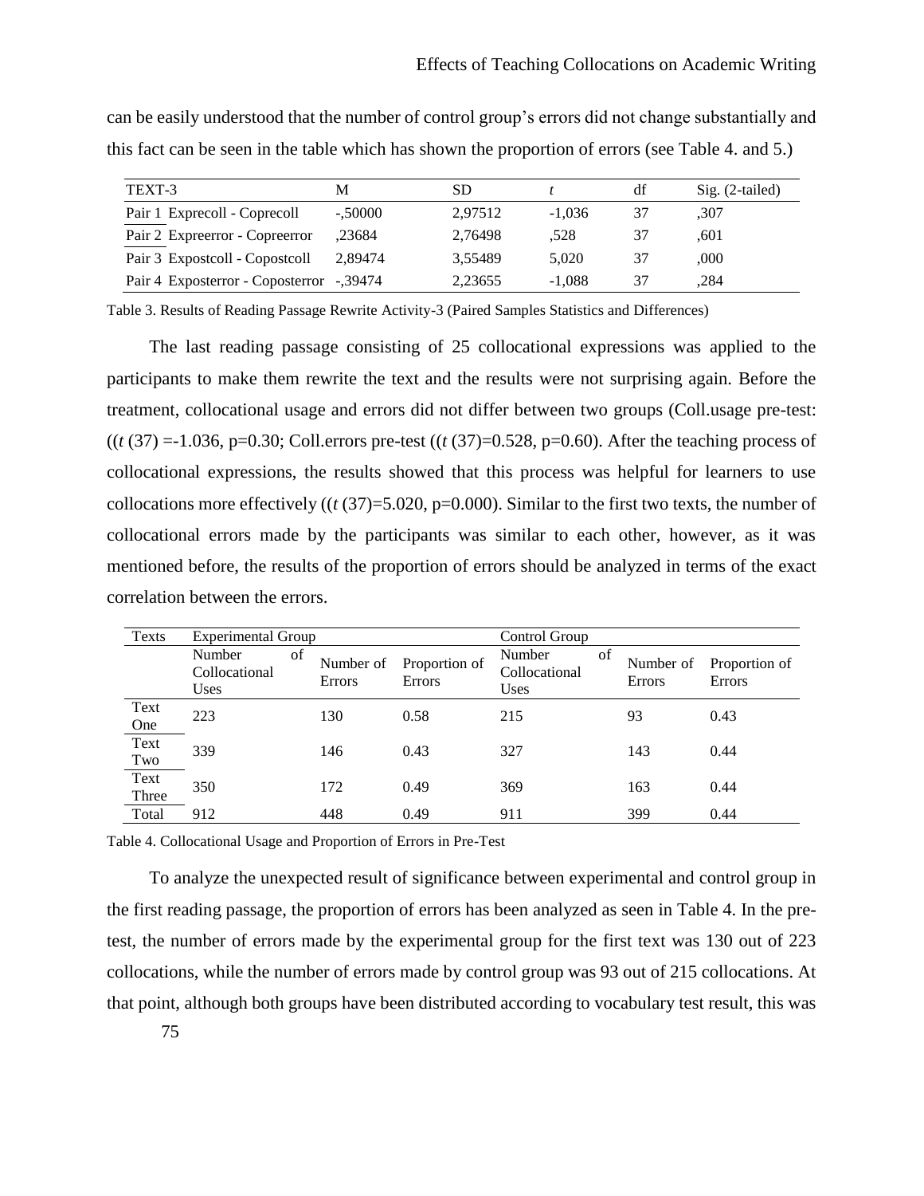can be easily understood that the number of control group's errors did not change substantially and this fact can be seen in the table which has shown the proportion of errors (see Table 4. and 5.)

| TEXT-3 | M | SD | *t* | df | Sig. (2-tailed) |
|---|---|---|---|---|---|
| Pair 1 Exprecoll - Coprecoll | -,50000 | 2,97512 | -1,036 | 37 | ,307 |
| Pair 2 Expreerror - Copreerror | ,23684 | 2,76498 | ,528 | 37 | ,601 |
| Pair 3 Expostcoll - Copostcoll | 2,89474 | 3,55489 | 5,020 | 37 | ,000 |
| Pair 4 Exposterror - Coposterror | -,39474 | 2,23655 | -1,088 | 37 | ,284 |

Table 3. Results of Reading Passage Rewrite Activity-3 (Paired Samples Statistics and Differences)

The last reading passage consisting of 25 collocational expressions was applied to the participants to make them rewrite the text and the results were not surprising again. Before the treatment, collocational usage and errors did not differ between two groups (Coll.usage pre-test: (($t$ (37) =-1.036, p=0.30; Coll.errors pre-test (($t$ (37)=0.528, p=0.60). After the teaching process of collocational expressions, the results showed that this process was helpful for learners to use collocations more effectively (($t$ (37)=5.020, p=0.000). Similar to the first two texts, the number of collocational errors made by the participants was similar to each other, however, as it was mentioned before, the results of the proportion of errors should be analyzed in terms of the exact correlation between the errors.

| Texts | Experimental Group | | | Control Group | | |
|---|---|---|---|---|---|---|
| | Number of Collocational Uses | Number of Errors | Proportion of Errors | Number of Collocational Uses | Number of Errors | Proportion of Errors |
| Text One | 223 | 130 | 0.58 | 215 | 93 | 0.43 |
| Text Two | 339 | 146 | 0.43 | 327 | 143 | 0.44 |
| Text Three | 350 | 172 | 0.49 | 369 | 163 | 0.44 |
| Total | 912 | 448 | 0.49 | 911 | 399 | 0.44 |

Table 4. Collocational Usage and Proportion of Errors in Pre-Test

To analyze the unexpected result of significance between experimental and control group in the first reading passage, the proportion of errors has been analyzed as seen in Table 4. In the pre-test, the number of errors made by the experimental group for the first text was 130 out of 223 collocations, while the number of errors made by control group was 93 out of 215 collocations. At that point, although both groups have been distributed according to vocabulary test result, this was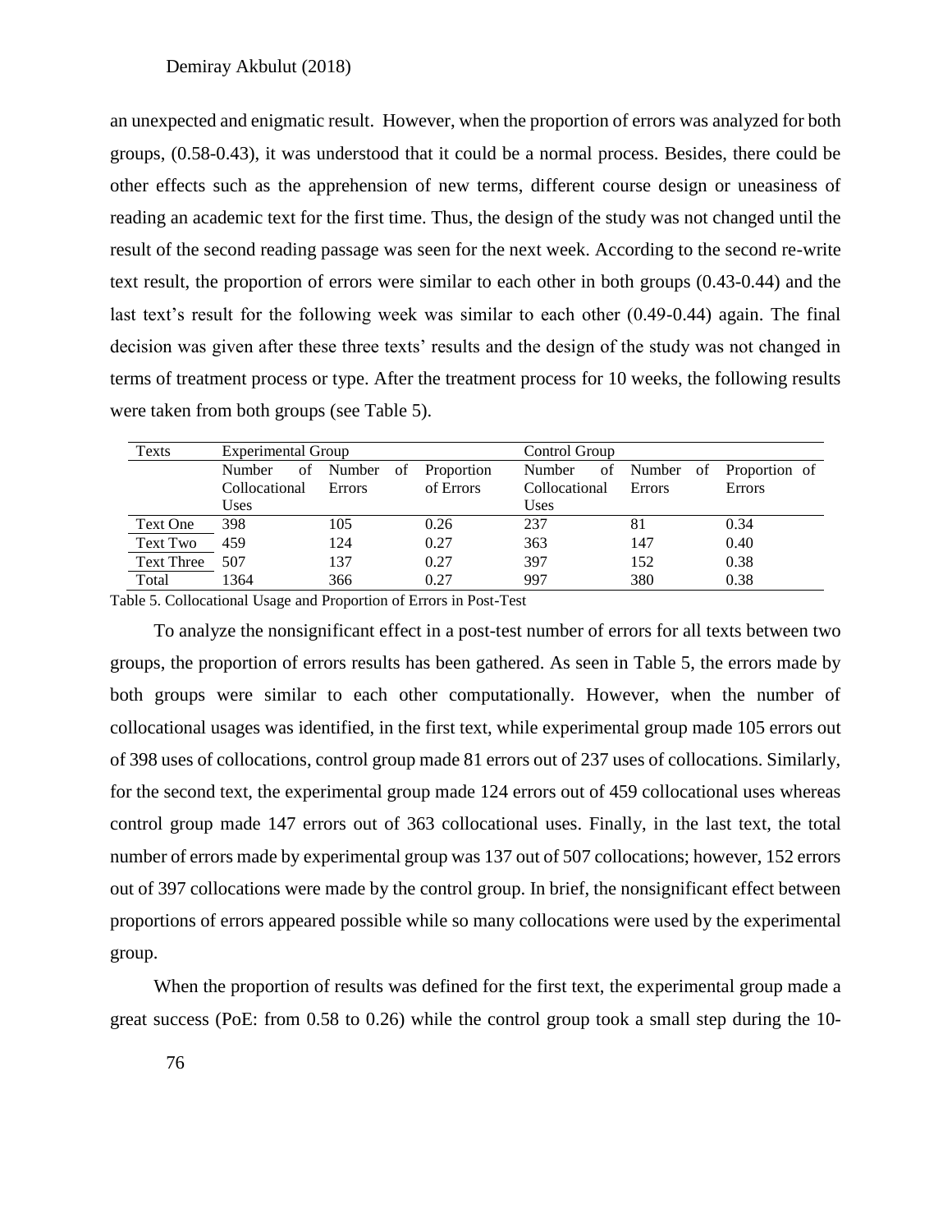an unexpected and enigmatic result. However, when the proportion of errors was analyzed for both groups, (0.58-0.43), it was understood that it could be a normal process. Besides, there could be other effects such as the apprehension of new terms, different course design or uneasiness of reading an academic text for the first time. Thus, the design of the study was not changed until the result of the second reading passage was seen for the next week. According to the second re-write text result, the proportion of errors were similar to each other in both groups (0.43-0.44) and the last text's result for the following week was similar to each other (0.49-0.44) again. The final decision was given after these three texts' results and the design of the study was not changed in terms of treatment process or type. After the treatment process for 10 weeks, the following results were taken from both groups (see Table 5).

| Texts | Experimental Group | | | Control Group | | |
|---|---|---|---|---|---|---|
| | Number of Collocational Uses | Number of Errors | Proportion of Errors | Number of Collocational Uses | Number of Errors | Proportion of Errors |
| Text One | 398 | 105 | 0.26 | 237 | 81 | 0.34 |
| Text Two | 459 | 124 | 0.27 | 363 | 147 | 0.40 |
| Text Three | 507 | 137 | 0.27 | 397 | 152 | 0.38 |
| Total | 1364 | 366 | 0.27 | 997 | 380 | 0.38 |

Table 5. Collocational Usage and Proportion of Errors in Post-Test

To analyze the nonsignificant effect in a post-test number of errors for all texts between two groups, the proportion of errors results has been gathered. As seen in Table 5, the errors made by both groups were similar to each other computationally. However, when the number of collocational usages was identified, in the first text, while experimental group made 105 errors out of 398 uses of collocations, control group made 81 errors out of 237 uses of collocations. Similarly, for the second text, the experimental group made 124 errors out of 459 collocational uses whereas control group made 147 errors out of 363 collocational uses. Finally, in the last text, the total number of errors made by experimental group was 137 out of 507 collocations; however, 152 errors out of 397 collocations were made by the control group. In brief, the nonsignificant effect between proportions of errors appeared possible while so many collocations were used by the experimental group.

When the proportion of results was defined for the first text, the experimental group made a great success (PoE: from 0.58 to 0.26) while the control group took a small step during the 10-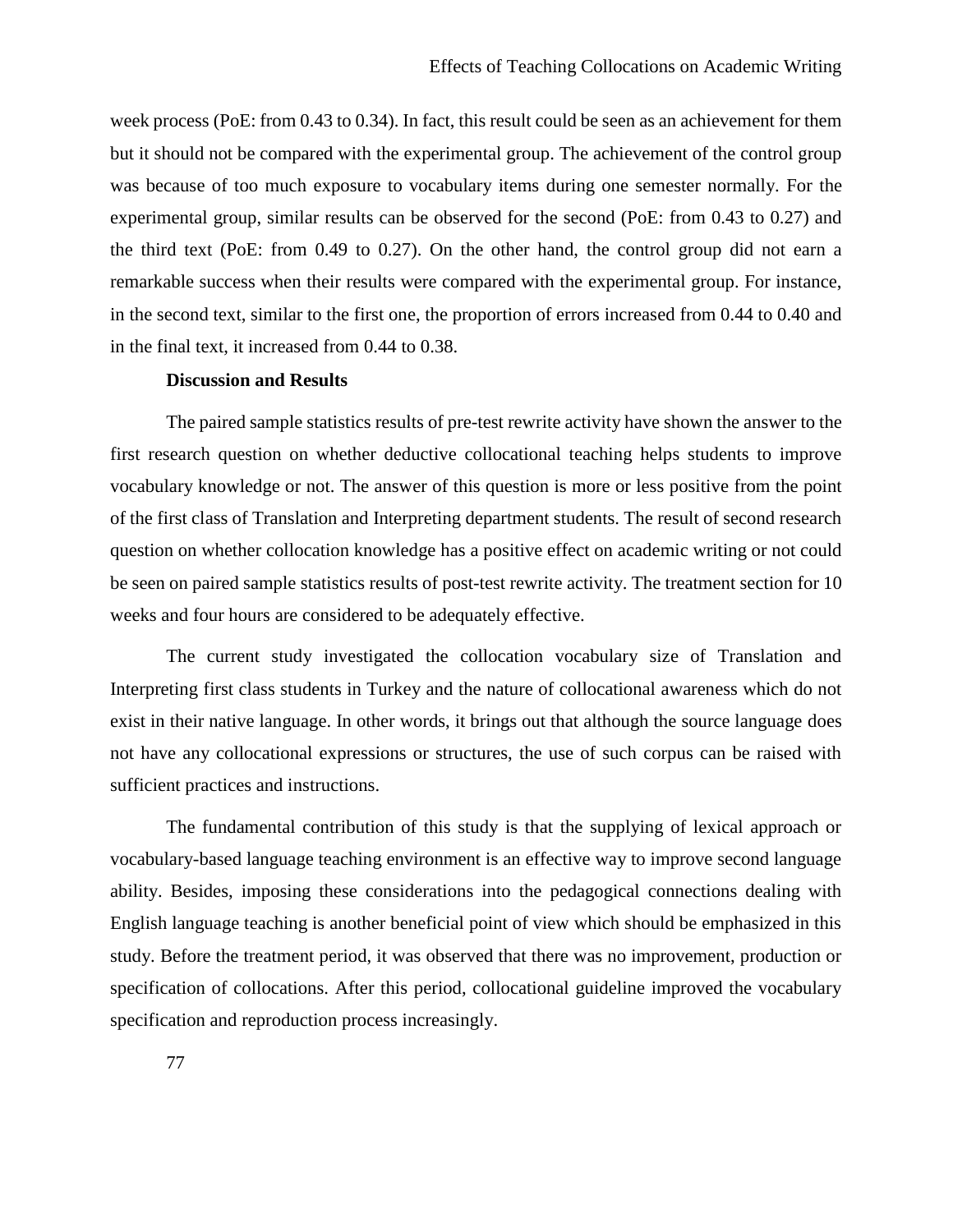week process (PoE: from 0.43 to 0.34). In fact, this result could be seen as an achievement for them but it should not be compared with the experimental group. The achievement of the control group was because of too much exposure to vocabulary items during one semester normally. For the experimental group, similar results can be observed for the second (PoE: from 0.43 to 0.27) and the third text (PoE: from 0.49 to 0.27). On the other hand, the control group did not earn a remarkable success when their results were compared with the experimental group. For instance, in the second text, similar to the first one, the proportion of errors increased from 0.44 to 0.40 and in the final text, it increased from 0.44 to 0.38.

## Discussion and Results

The paired sample statistics results of pre-test rewrite activity have shown the answer to the first research question on whether deductive collocational teaching helps students to improve vocabulary knowledge or not. The answer of this question is more or less positive from the point of the first class of Translation and Interpreting department students. The result of second research question on whether collocation knowledge has a positive effect on academic writing or not could be seen on paired sample statistics results of post-test rewrite activity. The treatment section for 10 weeks and four hours are considered to be adequately effective.

The current study investigated the collocation vocabulary size of Translation and Interpreting first class students in Turkey and the nature of collocational awareness which do not exist in their native language. In other words, it brings out that although the source language does not have any collocational expressions or structures, the use of such corpus can be raised with sufficient practices and instructions.

The fundamental contribution of this study is that the supplying of lexical approach or vocabulary-based language teaching environment is an effective way to improve second language ability. Besides, imposing these considerations into the pedagogical connections dealing with English language teaching is another beneficial point of view which should be emphasized in this study. Before the treatment period, it was observed that there was no improvement, production or specification of collocations. After this period, collocational guideline improved the vocabulary specification and reproduction process increasingly.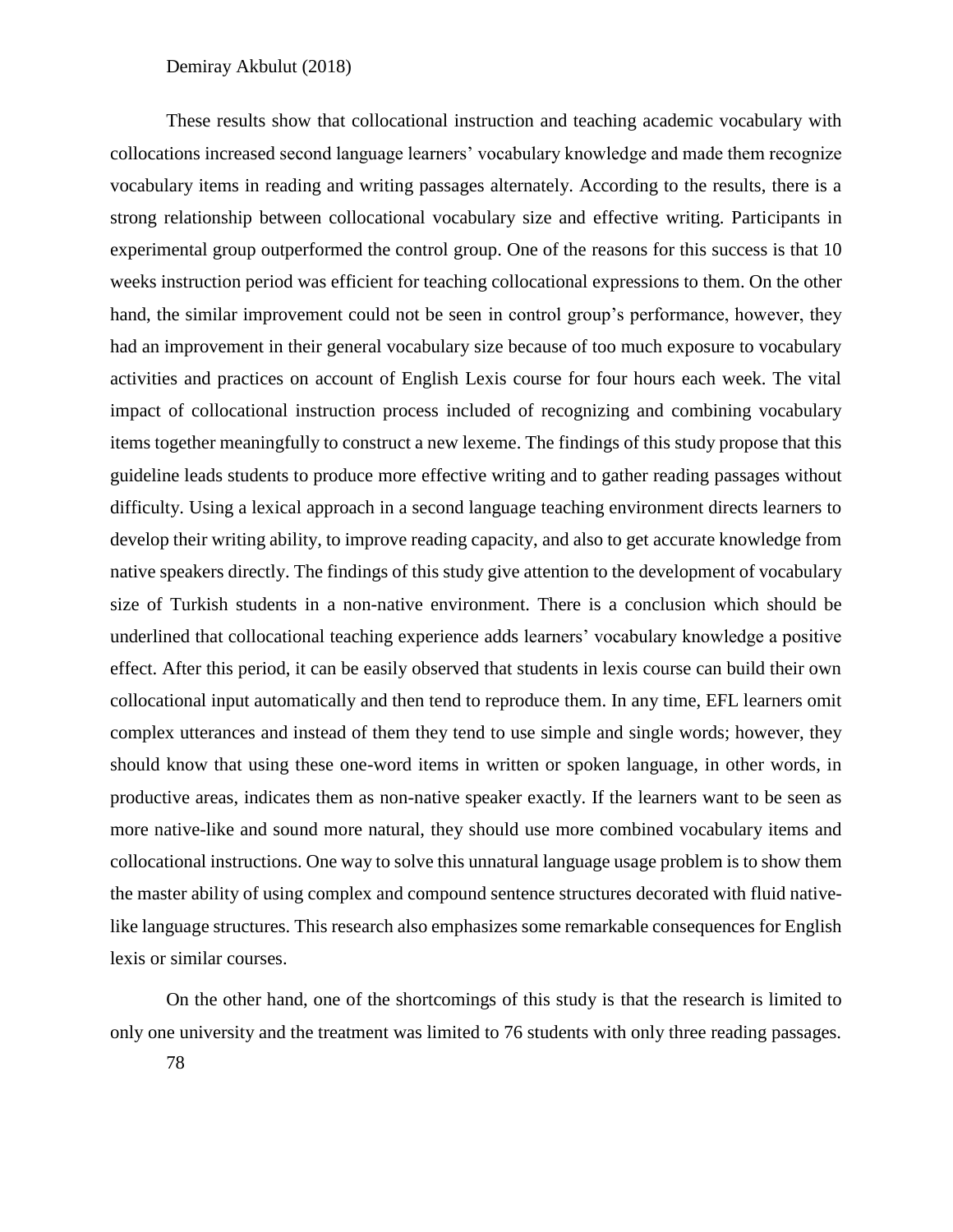These results show that collocational instruction and teaching academic vocabulary with collocations increased second language learners' vocabulary knowledge and made them recognize vocabulary items in reading and writing passages alternately. According to the results, there is a strong relationship between collocational vocabulary size and effective writing. Participants in experimental group outperformed the control group. One of the reasons for this success is that 10 weeks instruction period was efficient for teaching collocational expressions to them. On the other hand, the similar improvement could not be seen in control group's performance, however, they had an improvement in their general vocabulary size because of too much exposure to vocabulary activities and practices on account of English Lexis course for four hours each week. The vital impact of collocational instruction process included of recognizing and combining vocabulary items together meaningfully to construct a new lexeme. The findings of this study propose that this guideline leads students to produce more effective writing and to gather reading passages without difficulty. Using a lexical approach in a second language teaching environment directs learners to develop their writing ability, to improve reading capacity, and also to get accurate knowledge from native speakers directly. The findings of this study give attention to the development of vocabulary size of Turkish students in a non-native environment. There is a conclusion which should be underlined that collocational teaching experience adds learners' vocabulary knowledge a positive effect. After this period, it can be easily observed that students in lexis course can build their own collocational input automatically and then tend to reproduce them. In any time, EFL learners omit complex utterances and instead of them they tend to use simple and single words; however, they should know that using these one-word items in written or spoken language, in other words, in productive areas, indicates them as non-native speaker exactly. If the learners want to be seen as more native-like and sound more natural, they should use more combined vocabulary items and collocational instructions. One way to solve this unnatural language usage problem is to show them the master ability of using complex and compound sentence structures decorated with fluid native-like language structures. This research also emphasizes some remarkable consequences for English lexis or similar courses.

On the other hand, one of the shortcomings of this study is that the research is limited to only one university and the treatment was limited to 76 students with only three reading passages.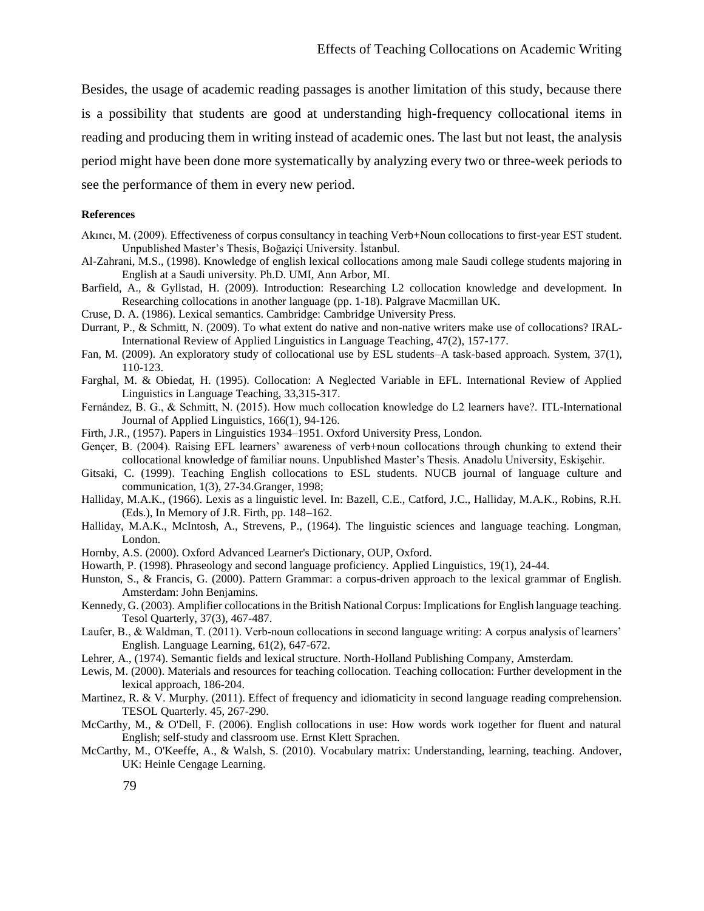Besides, the usage of academic reading passages is another limitation of this study, because there is a possibility that students are good at understanding high-frequency collocational items in reading and producing them in writing instead of academic ones. The last but not least, the analysis period might have been done more systematically by analyzing every two or three-week periods to see the performance of them in every new period.

**References**

Akıncı, M. (2009). Effectiveness of corpus consultancy in teaching Verb+Noun collocations to first-year EST student. Unpublished Master's Thesis, Boğaziçi University. İstanbul.

Al-Zahrani, M.S., (1998). Knowledge of english lexical collocations among male Saudi college students majoring in English at a Saudi university. Ph.D. UMI, Ann Arbor, MI.

Barfield, A., & Gyllstad, H. (2009). Introduction: Researching L2 collocation knowledge and development. In Researching collocations in another language (pp. 1-18). Palgrave Macmillan UK.

Cruse, D. A. (1986). Lexical semantics. Cambridge: Cambridge University Press.

Durrant, P., & Schmitt, N. (2009). To what extent do native and non-native writers make use of collocations? IRAL-International Review of Applied Linguistics in Language Teaching, 47(2), 157-177.

Fan, M. (2009). An exploratory study of collocational use by ESL students–A task-based approach. System, 37(1), 110-123.

Farghal, M. & Obiedat, H. (1995). Collocation: A Neglected Variable in EFL. International Review of Applied Linguistics in Language Teaching, 33,315-317.

Fernández, B. G., & Schmitt, N. (2015). How much collocation knowledge do L2 learners have?. ITL-International Journal of Applied Linguistics, 166(1), 94-126.

Firth, J.R., (1957). Papers in Linguistics 1934–1951. Oxford University Press, London.

Gençer, B. (2004). Raising EFL learners' awareness of verb+noun collocations through chunking to extend their collocational knowledge of familiar nouns. Unpublished Master's Thesis. Anadolu University, Eskişehir.

Gitsaki, C. (1999). Teaching English collocations to ESL students. NUCB journal of language culture and communication, 1(3), 27-34.Granger, 1998;

Halliday, M.A.K., (1966). Lexis as a linguistic level. In: Bazell, C.E., Catford, J.C., Halliday, M.A.K., Robins, R.H. (Eds.), In Memory of J.R. Firth, pp. 148–162.

Halliday, M.A.K., McIntosh, A., Strevens, P., (1964). The linguistic sciences and language teaching. Longman, London.

Hornby, A.S. (2000). Oxford Advanced Learner's Dictionary, OUP, Oxford.

Howarth, P. (1998). Phraseology and second language proficiency. Applied Linguistics, 19(1), 24-44.

Hunston, S., & Francis, G. (2000). Pattern Grammar: a corpus-driven approach to the lexical grammar of English. Amsterdam: John Benjamins.

Kennedy, G. (2003). Amplifier collocations in the British National Corpus: Implications for English language teaching. Tesol Quarterly, 37(3), 467-487.

Laufer, B., & Waldman, T. (2011). Verb-noun collocations in second language writing: A corpus analysis of learners' English. Language Learning, 61(2), 647-672.

Lehrer, A., (1974). Semantic fields and lexical structure. North-Holland Publishing Company, Amsterdam.

Lewis, M. (2000). Materials and resources for teaching collocation. Teaching collocation: Further development in the lexical approach, 186-204.

Martinez, R. & V. Murphy. (2011). Effect of frequency and idiomaticity in second language reading comprehension. TESOL Quarterly. 45, 267-290.

McCarthy, M., & O'Dell, F. (2006). English collocations in use: How words work together for fluent and natural English; self-study and classroom use. Ernst Klett Sprachen.

McCarthy, M., O'Keeffe, A., & Walsh, S. (2010). Vocabulary matrix: Understanding, learning, teaching. Andover, UK: Heinle Cengage Learning.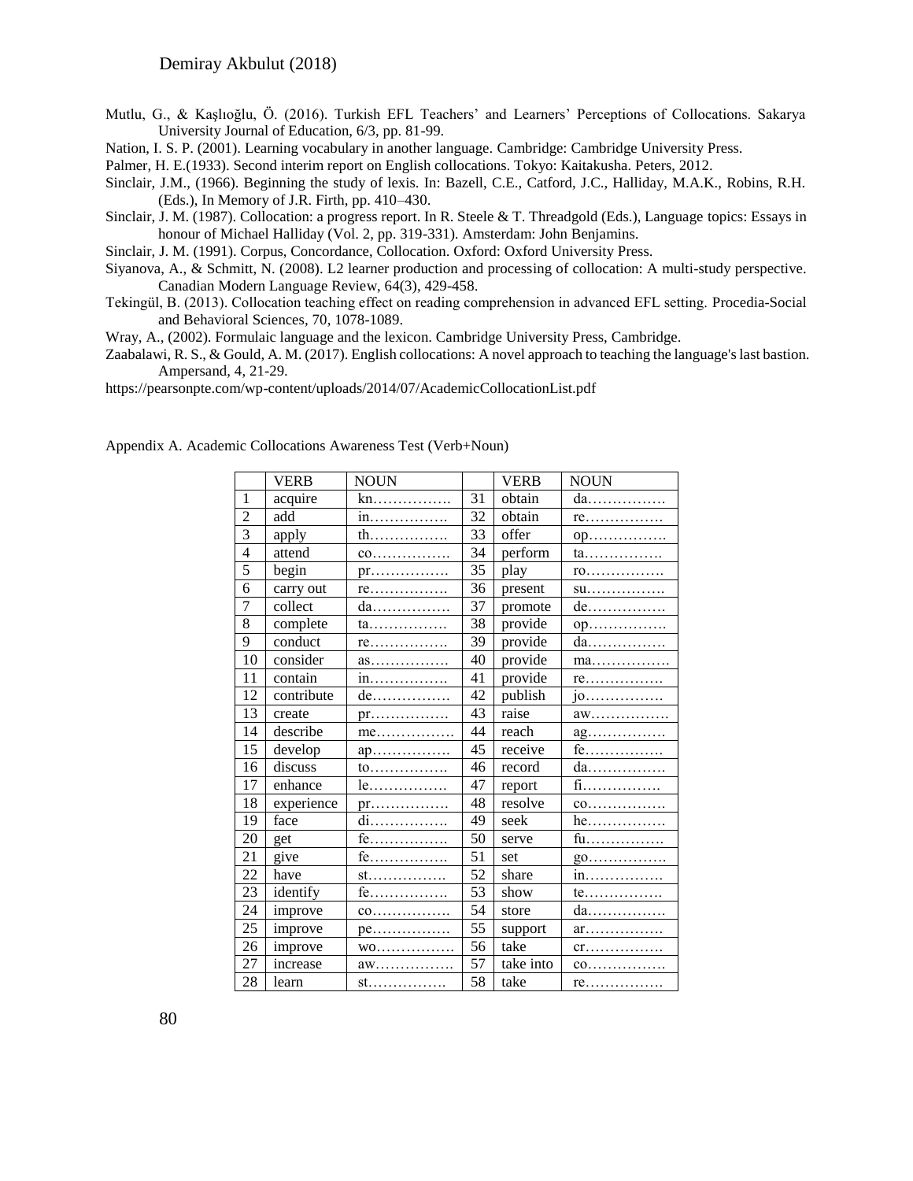Mutlu, G., & Kaşlıoğlu, Ö. (2016). Turkish EFL Teachers' and Learners' Perceptions of Collocations. Sakarya University Journal of Education, 6/3, pp. 81-99.

Nation, I. S. P. (2001). Learning vocabulary in another language. Cambridge: Cambridge University Press.

Palmer, H. E.(1933). Second interim report on English collocations. Tokyo: Kaitakusha. Peters, 2012.

Sinclair, J.M., (1966). Beginning the study of lexis. In: Bazell, C.E., Catford, J.C., Halliday, M.A.K., Robins, R.H. (Eds.), In Memory of J.R. Firth, pp. 410–430.

Sinclair, J. M. (1987). Collocation: a progress report. In R. Steele & T. Threadgold (Eds.), Language topics: Essays in honour of Michael Halliday (Vol. 2, pp. 319-331). Amsterdam: John Benjamins.

Sinclair, J. M. (1991). Corpus, Concordance, Collocation. Oxford: Oxford University Press.

Siyanova, A., & Schmitt, N. (2008). L2 learner production and processing of collocation: A multi-study perspective. Canadian Modern Language Review, 64(3), 429-458.

Tekingül, B. (2013). Collocation teaching effect on reading comprehension in advanced EFL setting. Procedia-Social and Behavioral Sciences, 70, 1078-1089.

Wray, A., (2002). Formulaic language and the lexicon. Cambridge University Press, Cambridge.

Zaabalawi, R. S., & Gould, A. M. (2017). English collocations: A novel approach to teaching the language's last bastion. Ampersand, 4, 21-29.

https://pearsonpte.com/wp-content/uploads/2014/07/AcademicCollocationList.pdf

Appendix A. Academic Collocations Awareness Test (Verb+Noun)

| | VERB | NOUN | | VERB | NOUN |
|---|---|---|---|---|---|
| 1 | acquire | kn……………. | 31 | obtain | da……………. |
| 2 | add | in……………. | 32 | obtain | re……………. |
| 3 | apply | th……………. | 33 | offer | op……………. |
| 4 | attend | co……………. | 34 | perform | ta……………. |
| 5 | begin | pr……………. | 35 | play | ro……………. |
| 6 | carry out | re……………. | 36 | present | su……………. |
| 7 | collect | da……………. | 37 | promote | de……………. |
| 8 | complete | ta……………. | 38 | provide | op……………. |
| 9 | conduct | re……………. | 39 | provide | da……………. |
| 10 | consider | as……………. | 40 | provide | ma……………. |
| 11 | contain | in……………. | 41 | provide | re……………. |
| 12 | contribute | de……………. | 42 | publish | jo……………. |
| 13 | create | pr……………. | 43 | raise | aw……………. |
| 14 | describe | me……………. | 44 | reach | ag……………. |
| 15 | develop | ap……………. | 45 | receive | fe……………. |
| 16 | discuss | to……………. | 46 | record | da……………. |
| 17 | enhance | le……………. | 47 | report | fi……………. |
| 18 | experience | pr……………. | 48 | resolve | co……………. |
| 19 | face | di……………. | 49 | seek | he……………. |
| 20 | get | fe……………. | 50 | serve | fu……………. |
| 21 | give | fe……………. | 51 | set | go……………. |
| 22 | have | st……………. | 52 | share | in……………. |
| 23 | identify | fe……………. | 53 | show | te……………. |
| 24 | improve | co……………. | 54 | store | da……………. |
| 25 | improve | pe……………. | 55 | support | ar……………. |
| 26 | improve | wo……………. | 56 | take | cr……………. |
| 27 | increase | aw……………. | 57 | take into | co……………. |
| 28 | learn | st……………. | 58 | take | re……………. |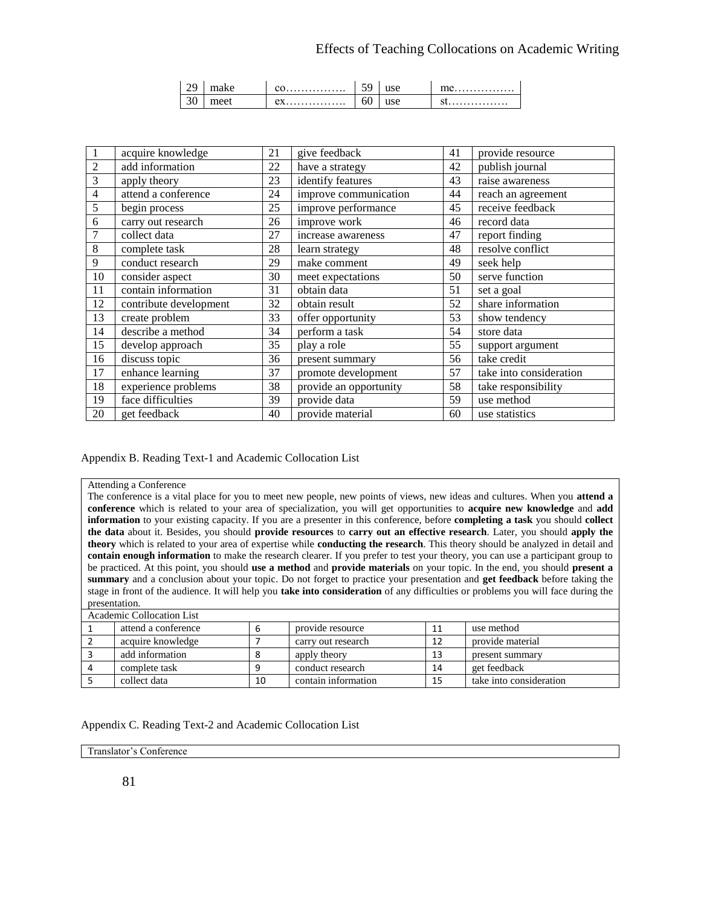| 29 | make | co……………. | 59 | use | me……………. |
|---|---|---|---|---|---|
| 30 | meet | ex……………. | 60 | use | st……………. |

| 1 | acquire knowledge | 21 | give feedback | 41 | provide resource |
|---|---|---|---|---|---|
| 2 | add information | 22 | have a strategy | 42 | publish journal |
| 3 | apply theory | 23 | identify features | 43 | raise awareness |
| 4 | attend a conference | 24 | improve communication | 44 | reach an agreement |
| 5 | begin process | 25 | improve performance | 45 | receive feedback |
| 6 | carry out research | 26 | improve work | 46 | record data |
| 7 | collect data | 27 | increase awareness | 47 | report finding |
| 8 | complete task | 28 | learn strategy | 48 | resolve conflict |
| 9 | conduct research | 29 | make comment | 49 | seek help |
| 10 | consider aspect | 30 | meet expectations | 50 | serve function |
| 11 | contain information | 31 | obtain data | 51 | set a goal |
| 12 | contribute development | 32 | obtain result | 52 | share information |
| 13 | create problem | 33 | offer opportunity | 53 | show tendency |
| 14 | describe a method | 34 | perform a task | 54 | store data |
| 15 | develop approach | 35 | play a role | 55 | support argument |
| 16 | discuss topic | 36 | present summary | 56 | take credit |
| 17 | enhance learning | 37 | promote development | 57 | take into consideration |
| 18 | experience problems | 38 | provide an opportunity | 58 | take responsibility |
| 19 | face difficulties | 39 | provide data | 59 | use method |
| 20 | get feedback | 40 | provide material | 60 | use statistics |

Appendix B. Reading Text-1 and Academic Collocation List

Attending a Conference

The conference is a vital place for you to meet new people, new points of views, new ideas and cultures. When you **attend a conference** which is related to your area of specialization, you will get opportunities to **acquire new knowledge** and **add information** to your existing capacity. If you are a presenter in this conference, before **completing a task** you should **collect the data** about it. Besides, you should **provide resources** to **carry out an effective research**. Later, you should **apply the theory** which is related to your area of expertise while **conducting the research**. This theory should be analyzed in detail and **contain enough information** to make the research clearer. If you prefer to test your theory, you can use a participant group to be practiced. At this point, you should **use a method** and **provide materials** on your topic. In the end, you should **present a summary** and a conclusion about your topic. Do not forget to practice your presentation and **get feedback** before taking the stage in front of the audience. It will help you **take into consideration** of any difficulties or problems you will face during the presentation.

Academic Collocation List

| 1 | attend a conference | 6 | provide resource | 11 | use method |
|---|---|---|---|---|---|
| 2 | acquire knowledge | 7 | carry out research | 12 | provide material |
| 3 | add information | 8 | apply theory | 13 | present summary |
| 4 | complete task | 9 | conduct research | 14 | get feedback |
| 5 | collect data | 10 | contain information | 15 | take into consideration |

Appendix C. Reading Text-2 and Academic Collocation List

Translator's Conference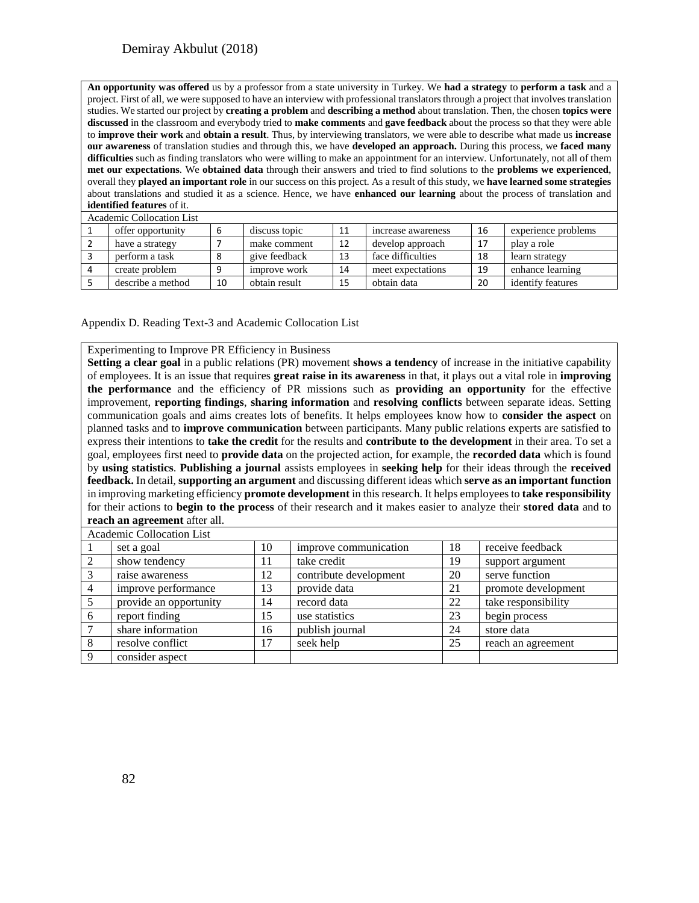**An opportunity was offered** us by a professor from a state university in Turkey. We **had a strategy** to **perform a task** and a project. First of all, we were supposed to have an interview with professional translators through a project that involves translation studies. We started our project by **creating a problem** and **describing a method** about translation. Then, the chosen **topics were discussed** in the classroom and everybody tried to **make comments** and **gave feedback** about the process so that they were able to **improve their work** and **obtain a result**. Thus, by interviewing translators, we were able to describe what made us **increase our awareness** of translation studies and through this, we have **developed an approach.** During this process, we **faced many difficulties** such as finding translators who were willing to make an appointment for an interview. Unfortunately, not all of them **met our expectations**. We **obtained data** through their answers and tried to find solutions to the **problems we experienced**, overall they **played an important role** in our success on this project. As a result of this study, we **have learned some strategies** about translations and studied it as a science. Hence, we have **enhanced our learning** about the process of translation and **identified features** of it.

Academic Collocation List

| | | | | | | | |
|---|---|---|---|---|---|---|---|
| 1 | offer opportunity | 6 | discuss topic | 11 | increase awareness | 16 | experience problems |
| 2 | have a strategy | 7 | make comment | 12 | develop approach | 17 | play a role |
| 3 | perform a task | 8 | give feedback | 13 | face difficulties | 18 | learn strategy |
| 4 | create problem | 9 | improve work | 14 | meet expectations | 19 | enhance learning |
| 5 | describe a method | 10 | obtain result | 15 | obtain data | 20 | identify features |

Appendix D. Reading Text-3 and Academic Collocation List

Experimenting to Improve PR Efficiency in Business

**Setting a clear goal** in a public relations (PR) movement **shows a tendency** of increase in the initiative capability of employees. It is an issue that requires **great raise in its awareness** in that, it plays out a vital role in **improving the performance** and the efficiency of PR missions such as **providing an opportunity** for the effective improvement, **reporting findings**, **sharing information** and **resolving conflicts** between separate ideas. Setting communication goals and aims creates lots of benefits. It helps employees know how to **consider the aspect** on planned tasks and to **improve communication** between participants. Many public relations experts are satisfied to express their intentions to **take the credit** for the results and **contribute to the development** in their area. To set a goal, employees first need to **provide data** on the projected action, for example, the **recorded data** which is found by **using statistics**. **Publishing a journal** assists employees in **seeking help** for their ideas through the **received feedback.** In detail, **supporting an argument** and discussing different ideas which **serve as an important function** in improving marketing efficiency **promote development** in this research. It helps employees to **take responsibility** for their actions to **begin to the process** of their research and it makes easier to analyze their **stored data** and to **reach an agreement** after all.

Academic Collocation List

| | | | | | |
|---|---|---|---|---|---|
| 1 | set a goal | 10 | improve communication | 18 | receive feedback |
| 2 | show tendency | 11 | take credit | 19 | support argument |
| 3 | raise awareness | 12 | contribute development | 20 | serve function |
| 4 | improve performance | 13 | provide data | 21 | promote development |
| 5 | provide an opportunity | 14 | record data | 22 | take responsibility |
| 6 | report finding | 15 | use statistics | 23 | begin process |
| 7 | share information | 16 | publish journal | 24 | store data |
| 8 | resolve conflict | 17 | seek help | 25 | reach an agreement |
| 9 | consider aspect | | | | |